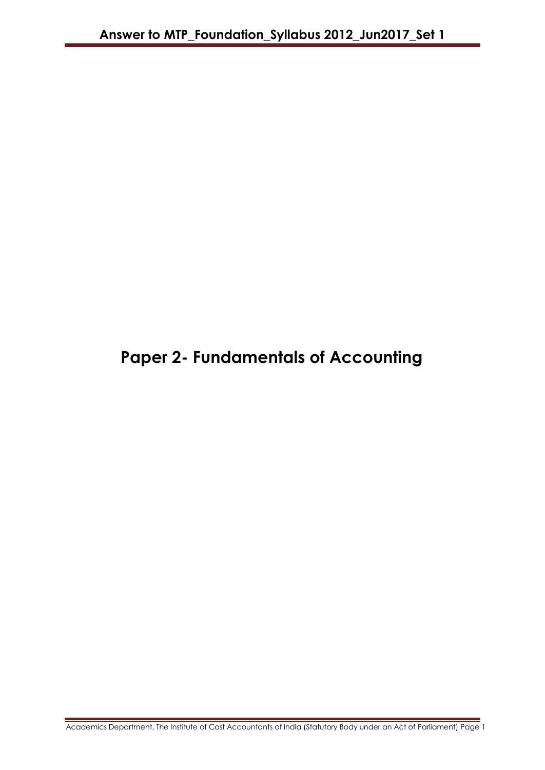# Paper 2- Fundamentals of Accounting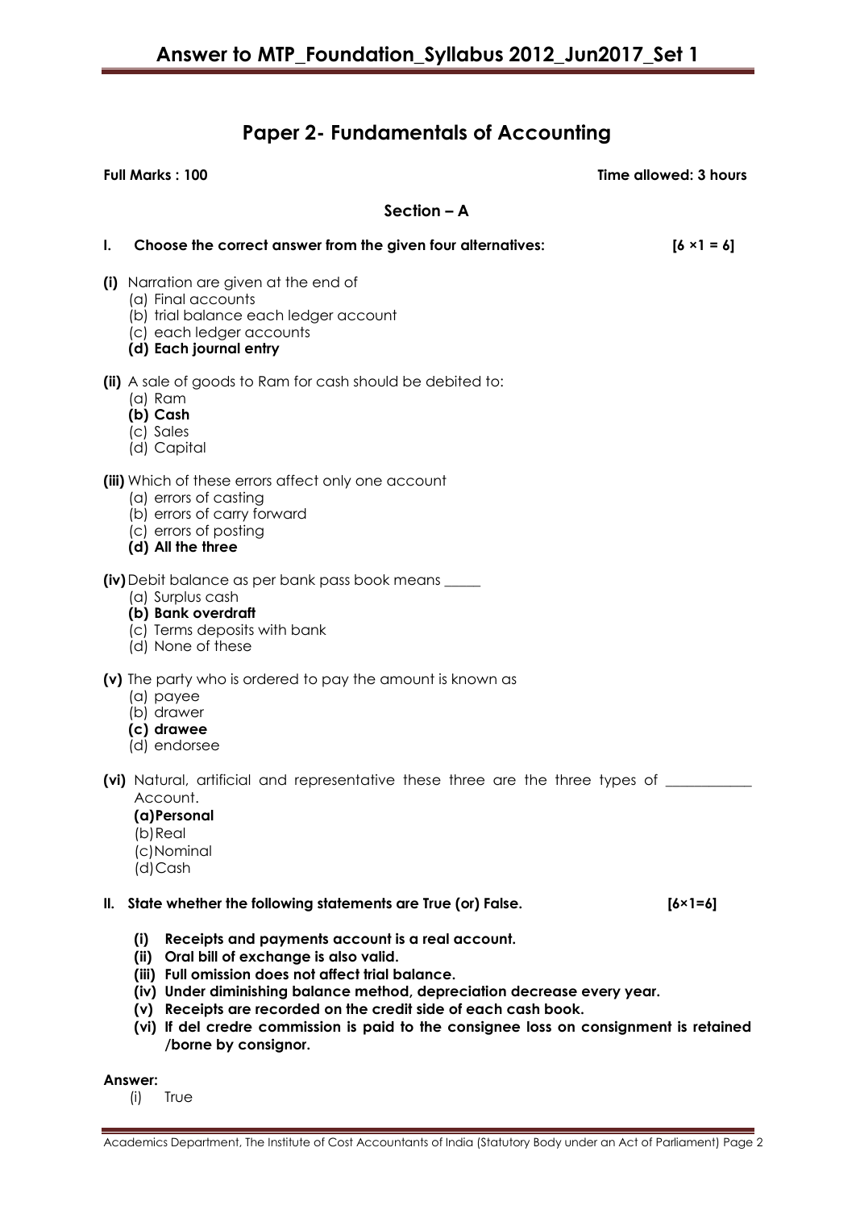# Paper 2- Fundamentals of Accounting

**Full Marks : 100** **Time allowed: 3 hours**

## Section – A

**I. Choose the correct answer from the given four alternatives: [6 ×1 = 6]**

**(i)** Narration are given at the end of
- (a) Final accounts
- (b) trial balance each ledger account
- (c) each ledger accounts
- **(d) Each journal entry**

**(ii)** A sale of goods to Ram for cash should be debited to:
- (a) Ram
- **(b) Cash**
- (c) Sales
- (d) Capital

**(iii)** Which of these errors affect only one account
- (a) errors of casting
- (b) errors of carry forward
- (c) errors of posting
- **(d) All the three**

**(iv)** Debit balance as per bank pass book means _____
- (a) Surplus cash
- **(b) Bank overdraft**
- (c) Terms deposits with bank
- (d) None of these

**(v)** The party who is ordered to pay the amount is known as
- (a) payee
- (b) drawer
- **(c) drawee**
- (d) endorsee

**(vi)** Natural, artificial and representative these three are the three types of ___________ Account.
- **(a) Personal**
- (b) Real
- (c) Nominal
- (d) Cash

**II. State whether the following statements are True (or) False. [6×1=6]**

- **(i) Receipts and payments account is a real account.**
- **(ii) Oral bill of exchange is also valid.**
- **(iii) Full omission does not affect trial balance.**
- **(iv) Under diminishing balance method, depreciation decrease every year.**
- **(v) Receipts are recorded on the credit side of each cash book.**
- **(vi) If del credre commission is paid to the consignee loss on consignment is retained /borne by consignor.**

**Answer:**

(i) True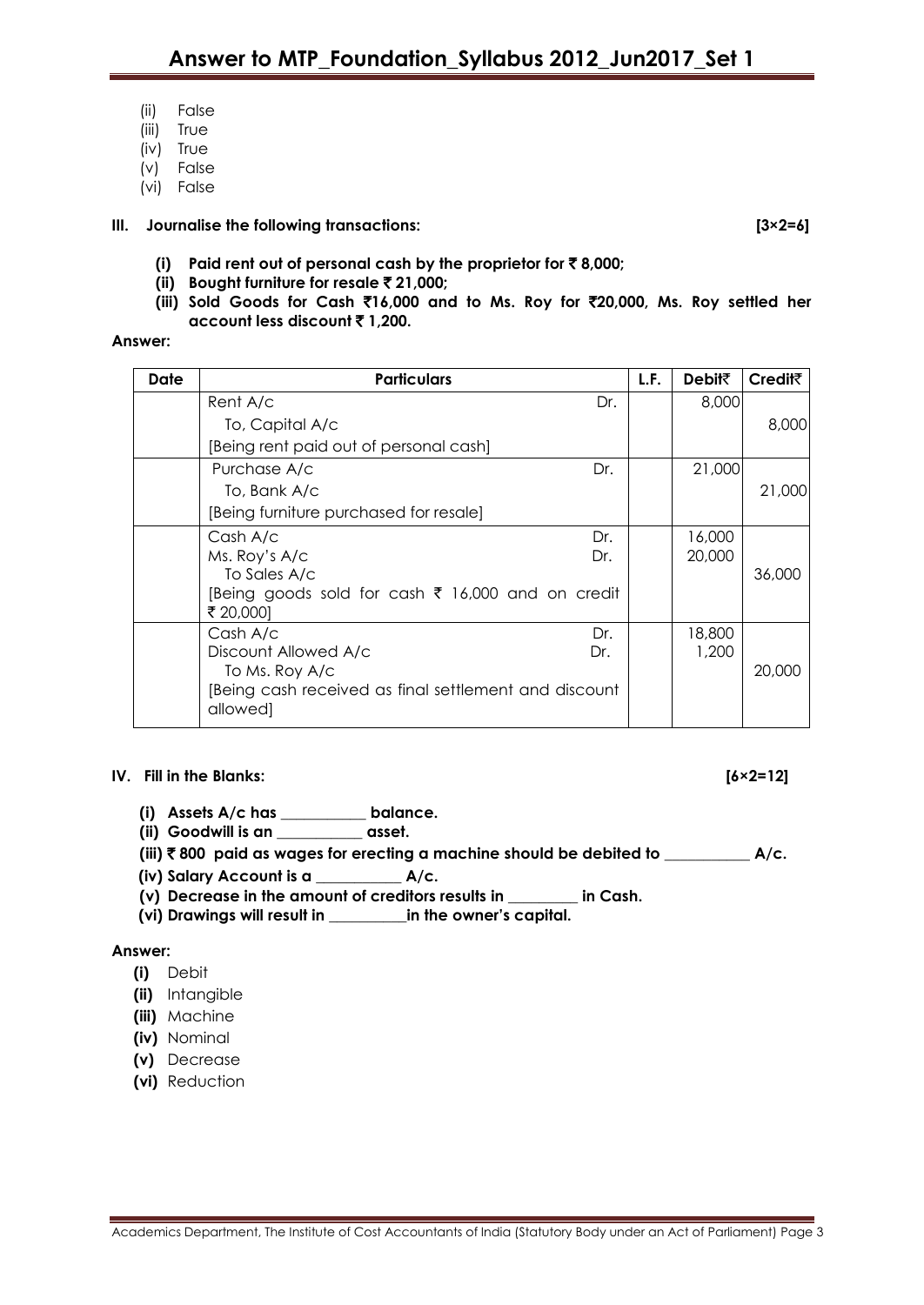(ii) False
(iii) True
(iv) True
(v) False
(vi) False

**III. Journalise the following transactions: [3×2=6]**

**(i) Paid rent out of personal cash by the proprietor for ₹ 8,000;**
**(ii) Bought furniture for resale ₹ 21,000;**
**(iii) Sold Goods for Cash ₹16,000 and to Ms. Roy for ₹20,000, Ms. Roy settled her account less discount ₹ 1,200.**

**Answer:**

| Date | Particulars | | L.F. | Debit₹ | Credit₹ |
|---|---|---|---|---|---|
| | Rent A/c | Dr. | | 8,000 | |
| | To, Capital A/c | | | | 8,000 |
| | [Being rent paid out of personal cash] | | | | |
| | Purchase A/c | Dr. | | 21,000 | |
| | To, Bank A/c | | | | 21,000 |
| | [Being furniture purchased for resale] | | | | |
| | Cash A/c | Dr. | | 16,000 | |
| | Ms. Roy's A/c | Dr. | | 20,000 | |
| | To Sales A/c | | | | 36,000 |
| | [Being goods sold for cash ₹ 16,000 and on credit ₹ 20,000] | | | | |
| | Cash A/c | Dr. | | 18,800 | |
| | Discount Allowed A/c | Dr. | | 1,200 | |
| | To Ms. Roy A/c | | | | 20,000 |
| | [Being cash received as final settlement and discount allowed] | | | | |

**IV. Fill in the Blanks: [6×2=12]**

**(i) Assets A/c has ___________ balance.**
**(ii) Goodwill is an ___________ asset.**
**(iii) ₹ 800 paid as wages for erecting a machine should be debited to ___________ A/c.**
**(iv) Salary Account is a ___________ A/c.**
**(v) Decrease in the amount of creditors results in _________ in Cash.**
**(vi) Drawings will result in __________in the owner's capital.**

**Answer:**

**(i)** Debit
**(ii)** Intangible
**(iii)** Machine
**(iv)** Nominal
**(v)** Decrease
**(vi)** Reduction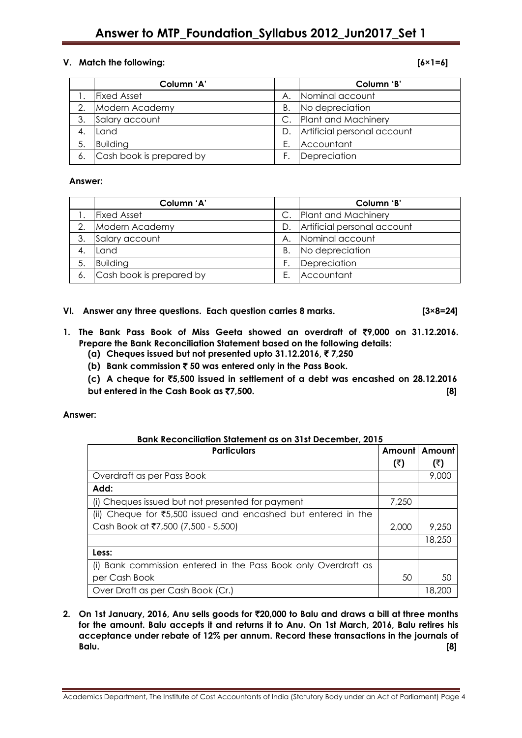### V. Match the following: [6×1=6]

| | Column 'A' | | Column 'B' |
|---|---|---|---|
| 1. | Fixed Asset | A. | Nominal account |
| 2. | Modern Academy | B. | No depreciation |
| 3. | Salary account | C. | Plant and Machinery |
| 4. | Land | D. | Artificial personal account |
| 5. | Building | E. | Accountant |
| 6. | Cash book is prepared by | F. | Depreciation |

**Answer:**

| | Column 'A' | | Column 'B' |
|---|---|---|---|
| 1. | Fixed Asset | C. | Plant and Machinery |
| 2. | Modern Academy | D. | Artificial personal account |
| 3. | Salary account | A. | Nominal account |
| 4. | Land | B. | No depreciation |
| 5. | Building | F. | Depreciation |
| 6. | Cash book is prepared by | E. | Accountant |

### VI. Answer any three questions. Each question carries 8 marks. [3×8=24]

**1. The Bank Pass Book of Miss Geeta showed an overdraft of ₹9,000 on 31.12.2016. Prepare the Bank Reconciliation Statement based on the following details:**

**(a) Cheques issued but not presented upto 31.12.2016, ₹ 7,250**

**(b) Bank commission ₹ 50 was entered only in the Pass Book.**

**(c) A cheque for ₹5,500 issued in settlement of a debt was encashed on 28.12.2016 but entered in the Cash Book as ₹7,500. [8]**

**Answer:**

**Bank Reconciliation Statement as on 31st December, 2015**

| Particulars | Amount (₹) | Amount (₹) |
|---|---|---|
| Overdraft as per Pass Book | | 9,000 |
| **Add:** | | |
| (i) Cheques issued but not presented for payment | 7,250 | |
| (ii) Cheque for ₹5,500 issued and encashed but entered in the Cash Book at ₹7,500 (7,500 - 5,500) | 2,000 | 9,250 |
| | | 18,250 |
| **Less:** | | |
| (i) Bank commission entered in the Pass Book only Overdraft as per Cash Book | 50 | 50 |
| Over Draft as per Cash Book (Cr.) | | 18,200 |

**2. On 1st January, 2016, Anu sells goods for ₹20,000 to Balu and draws a bill at three months for the amount. Balu accepts it and returns it to Anu. On 1st March, 2016, Balu retires his acceptance under rebate of 12% per annum. Record these transactions in the journals of Balu. [8]**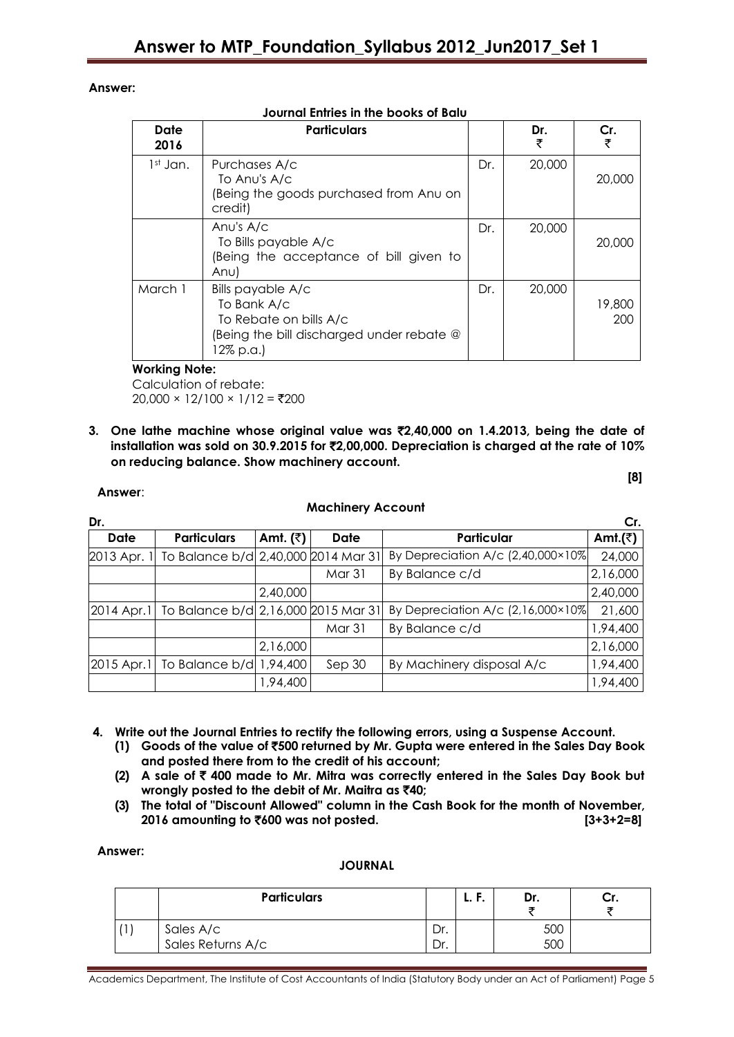**Answer:**

**Journal Entries in the books of Balu**

| Date 2016 | Particulars | | Dr. ₹ | Cr. ₹ |
|---|---|---|---|---|
| 1st Jan. | Purchases A/c<br>To Anu's A/c<br>(Being the goods purchased from Anu on credit) | Dr. | 20,000 | 20,000 |
| | Anu's A/c<br>To Bills payable A/c<br>(Being the acceptance of bill given to Anu) | Dr. | 20,000 | 20,000 |
| March 1 | Bills payable A/c<br>To Bank A/c<br>To Rebate on bills A/c<br>(Being the bill discharged under rebate @ 12% p.a.) | Dr. | 20,000 | 19,800<br>200 |

**Working Note:**

Calculation of rebate:

20,000 × 12/100 × 1/12 = ₹200

**3. One lathe machine whose original value was ₹2,40,000 on 1.4.2013, being the date of installation was sold on 30.9.2015 for ₹2,00,000. Depreciation is charged at the rate of 10% on reducing balance. Show machinery account.** **[8]**

**Answer**:

**Machinery Account**

**Dr.** **Cr.**

| Date | Particulars | Amt. (₹) | Date | Particular | Amt.(₹) |
|---|---|---|---|---|---|
| 2013 Apr. 1 | To Balance b/d | 2,40,000 | 2014 Mar 31 | By Depreciation A/c (2,40,000×10% | 24,000 |
| | | | Mar 31 | By Balance c/d | 2,16,000 |
| | | 2,40,000 | | | 2,40,000 |
| 2014 Apr.1 | To Balance b/d | 2,16,000 | 2015 Mar 31 | By Depreciation A/c (2,16,000×10% | 21,600 |
| | | | Mar 31 | By Balance c/d | 1,94,400 |
| | | 2,16,000 | | | 2,16,000 |
| 2015 Apr.1 | To Balance b/d | 1,94,400 | Sep 30 | By Machinery disposal A/c | 1,94,400 |
| | | 1,94,400 | | | 1,94,400 |

**4. Write out the Journal Entries to rectify the following errors, using a Suspense Account.**

**(1) Goods of the value of ₹500 returned by Mr. Gupta were entered in the Sales Day Book and posted there from to the credit of his account;**

**(2) A sale of ₹ 400 made to Mr. Mitra was correctly entered in the Sales Day Book but wrongly posted to the debit of Mr. Maitra as ₹40;**

**(3) The total of "Discount Allowed" column in the Cash Book for the month of November, 2016 amounting to ₹600 was not posted.** **[3+3+2=8]**

**Answer:**

**JOURNAL**

| | Particulars | | L. F. | Dr. ₹ | Cr. ₹ |
|---|---|---|---|---|---|
| (1) | Sales A/c<br>Sales Returns A/c | Dr.<br>Dr. | | 500<br>500 | |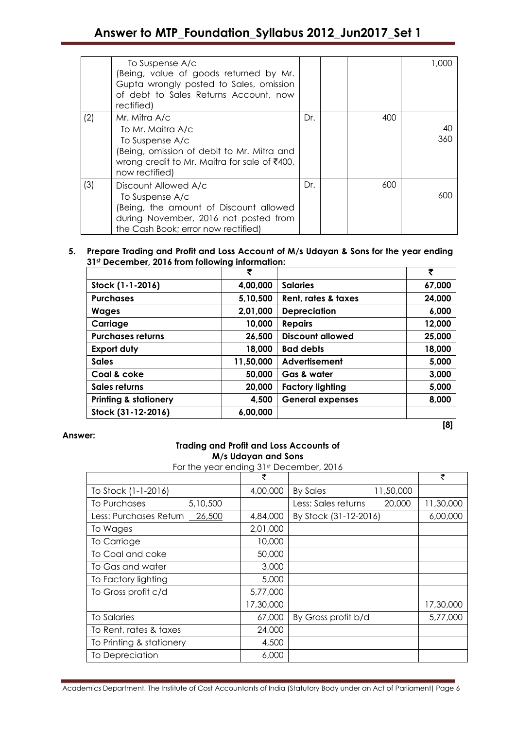| | | | | | |
|---|---|---|---|---|---|
| | To Suspense A/c<br>(Being, value of goods returned by Mr. Gupta wrongly posted to Sales, omission of debt to Sales Returns Account, now rectified) | | | | 1,000 |
| (2) | Mr. Mitra A/c<br>To Mr. Maitra A/c<br>To Suspense A/c<br>(Being, omission of debit to Mr. Mitra and wrong credit to Mr. Maitra for sale of ₹400, now rectified) | Dr. | | 400 | 40<br>360 |
| (3) | Discount Allowed A/c<br>To Suspense A/c<br>(Being, the amount of Discount allowed during November, 2016 not posted from the Cash Book; error now rectified) | Dr. | | 600 | 600 |

**5. Prepare Trading and Profit and Loss Account of M/s Udayan & Sons for the year ending 31st December, 2016 from following information:**

| | ₹ | | ₹ |
|---|---|---|---|
| **Stock (1-1-2016)** | **4,00,000** | **Salaries** | **67,000** |
| **Purchases** | **5,10,500** | **Rent, rates & taxes** | **24,000** |
| **Wages** | **2,01,000** | **Depreciation** | **6,000** |
| **Carriage** | **10,000** | **Repairs** | **12,000** |
| **Purchases returns** | **26,500** | **Discount allowed** | **25,000** |
| **Export duty** | **18,000** | **Bad debts** | **18,000** |
| **Sales** | **11,50,000** | **Advertisement** | **5,000** |
| **Coal & coke** | **50,000** | **Gas & water** | **3,000** |
| **Sales returns** | **20,000** | **Factory lighting** | **5,000** |
| **Printing & stationery** | **4,500** | **General expenses** | **8,000** |
| **Stock (31-12-2016)** | **6,00,000** | | |

**[8]**

**Answer:**

**Trading and Profit and Loss Accounts of M/s Udayan and Sons**

For the year ending 31st December, 2016

| | ₹ | | ₹ |
|---|---|---|---|
| To Stock (1-1-2016) | 4,00,000 | By Sales 11,50,000 | |
| To Purchases 5,10,500 | | Less: Sales returns 20,000 | 11,30,000 |
| Less: Purchases Return 26,500 | 4,84,000 | By Stock (31-12-2016) | 6,00,000 |
| To Wages | 2,01,000 | | |
| To Carriage | 10,000 | | |
| To Coal and coke | 50,000 | | |
| To Gas and water | 3,000 | | |
| To Factory lighting | 5,000 | | |
| To Gross profit c/d | 5,77,000 | | |
| | 17,30,000 | | 17,30,000 |
| To Salaries | 67,000 | By Gross profit b/d | 5,77,000 |
| To Rent, rates & taxes | 24,000 | | |
| To Printing & stationery | 4,500 | | |
| To Depreciation | 6,000 | | |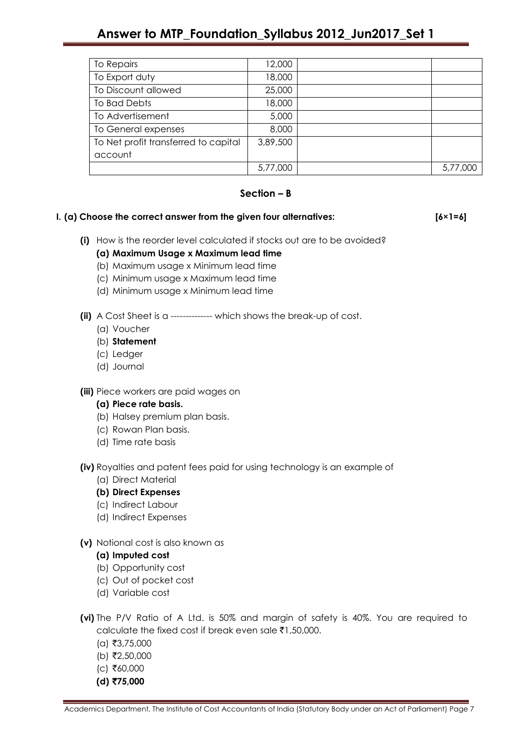| To Repairs | 12,000 | | |
|---|---|---|---|
| To Export duty | 18,000 | | |
| To Discount allowed | 25,000 | | |
| To Bad Debts | 18,000 | | |
| To Advertisement | 5,000 | | |
| To General expenses | 8,000 | | |
| To Net profit transferred to capital account | 3,89,500 | | |
| | 5,77,000 | | 5,77,000 |

## Section – B

**I. (a) Choose the correct answer from the given four alternatives: [6×1=6]**

**(i)** How is the reorder level calculated if stocks out are to be avoided?

**(a) Maximum Usage x Maximum lead time**

(b) Maximum usage x Minimum lead time

(c) Minimum usage x Maximum lead time

(d) Minimum usage x Minimum lead time

**(ii)** A Cost Sheet is a -------------- which shows the break-up of cost.

(a) Voucher

(b) **Statement**

(c) Ledger

(d) Journal

**(iii)** Piece workers are paid wages on

**(a) Piece rate basis.**

(b) Halsey premium plan basis.

(c) Rowan Plan basis.

(d) Time rate basis

**(iv)** Royalties and patent fees paid for using technology is an example of

(a) Direct Material

**(b) Direct Expenses**

(c) Indirect Labour

(d) Indirect Expenses

**(v)** Notional cost is also known as

**(a) Imputed cost**

(b) Opportunity cost

(c) Out of pocket cost

(d) Variable cost

**(vi)** The P/V Ratio of A Ltd. is 50% and margin of safety is 40%. You are required to calculate the fixed cost if break even sale ₹1,50,000.

(a) ₹3,75,000

(b) ₹2,50,000

(c) ₹60,000

**(d) ₹75,000**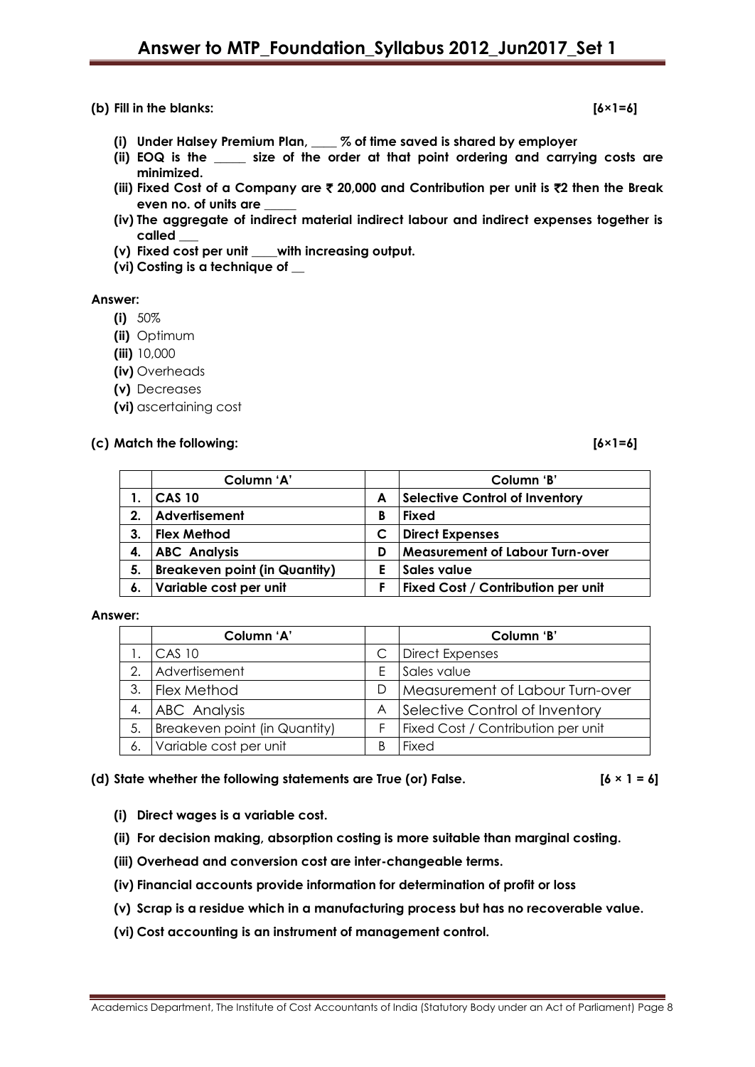**(b) Fill in the blanks:** **[6×1=6]**

**(i) Under Halsey Premium Plan, ____ % of time saved is shared by employer**

**(ii) EOQ is the _____ size of the order at that point ordering and carrying costs are minimized.**

**(iii) Fixed Cost of a Company are ₹ 20,000 and Contribution per unit is ₹2 then the Break even no. of units are _____**

**(iv) The aggregate of indirect material indirect labour and indirect expenses together is called ___**

**(v) Fixed cost per unit ____with increasing output.**

**(vi) Costing is a technique of __**

**Answer:**

**(i)** 50%

**(ii)** Optimum

**(iii)** 10,000

**(iv)** Overheads

**(v)** Decreases

**(vi)** ascertaining cost

**(c) Match the following:** **[6×1=6]**

| | Column 'A' | | Column 'B' |
|---|---|---|---|
| **1.** | **CAS 10** | **A** | **Selective Control of Inventory** |
| **2.** | **Advertisement** | **B** | **Fixed** |
| **3.** | **Flex Method** | **C** | **Direct Expenses** |
| **4.** | **ABC Analysis** | **D** | **Measurement of Labour Turn-over** |
| **5.** | **Breakeven point (in Quantity)** | **E** | **Sales value** |
| **6.** | **Variable cost per unit** | **F** | **Fixed Cost / Contribution per unit** |

**Answer:**

| | Column 'A' | | Column 'B' |
|---|---|---|---|
| 1. | CAS 10 | C | Direct Expenses |
| 2. | Advertisement | E | Sales value |
| 3. | Flex Method | D | Measurement of Labour Turn-over |
| 4. | ABC Analysis | A | Selective Control of Inventory |
| 5. | Breakeven point (in Quantity) | F | Fixed Cost / Contribution per unit |
| 6. | Variable cost per unit | B | Fixed |

**(d) State whether the following statements are True (or) False.** **[6 × 1 = 6]**

**(i) Direct wages is a variable cost.**

**(ii) For decision making, absorption costing is more suitable than marginal costing.**

**(iii) Overhead and conversion cost are inter-changeable terms.**

**(iv) Financial accounts provide information for determination of profit or loss**

**(v) Scrap is a residue which in a manufacturing process but has no recoverable value.**

**(vi) Cost accounting is an instrument of management control.**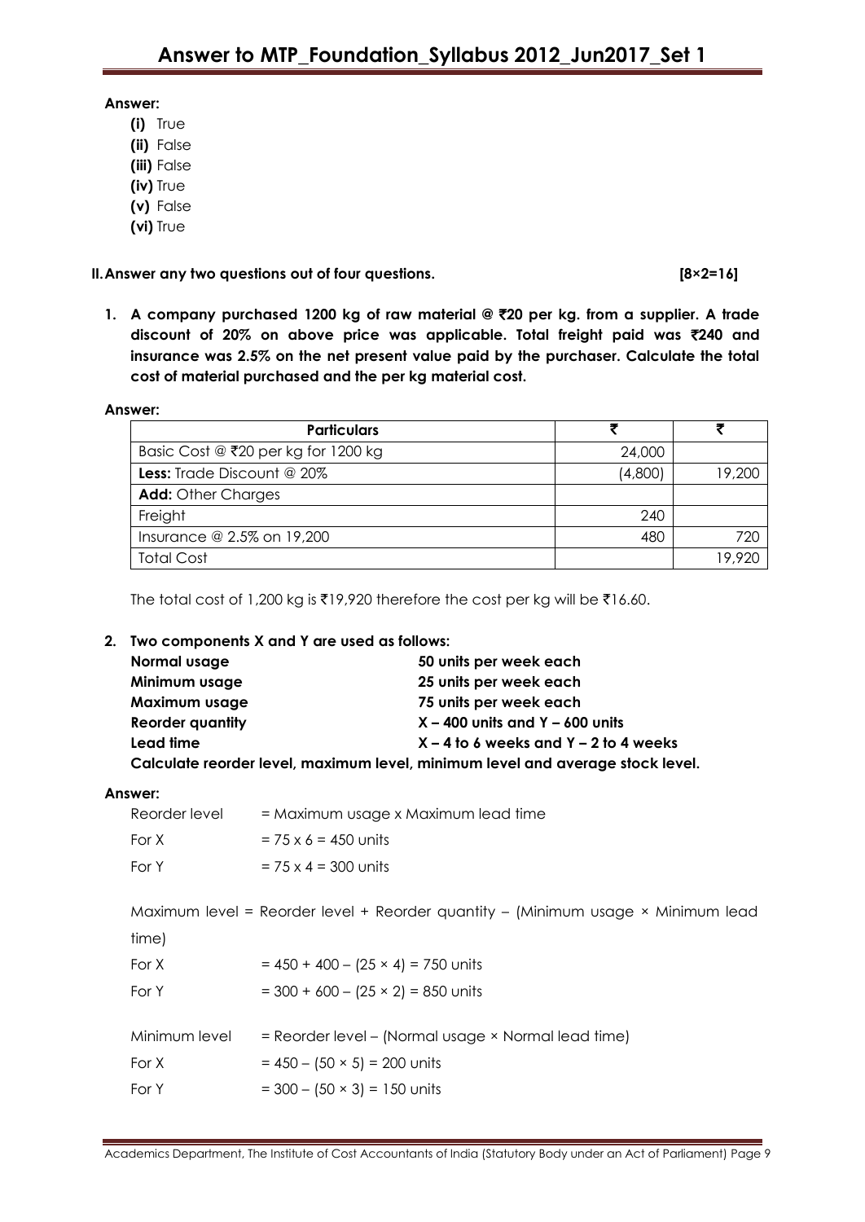**Answer:**

- **(i)** True
- **(ii)** False
- **(iii)** False
- **(iv)** True
- **(v)** False
- **(vi)** True

**II. Answer any two questions out of four questions. [8×2=16]**

**1. A company purchased 1200 kg of raw material @ ₹20 per kg. from a supplier. A trade discount of 20% on above price was applicable. Total freight paid was ₹240 and insurance was 2.5% on the net present value paid by the purchaser. Calculate the total cost of material purchased and the per kg material cost.**

**Answer:**

| Particulars | ₹ | ₹ |
|---|---|---|
| Basic Cost @ ₹20 per kg for 1200 kg | 24,000 | |
| **Less:** Trade Discount @ 20% | (4,800) | 19,200 |
| **Add:** Other Charges | | |
| Freight | 240 | |
| Insurance @ 2.5% on 19,200 | 480 | 720 |
| Total Cost | | 19,920 |

The total cost of 1,200 kg is ₹19,920 therefore the cost per kg will be ₹16.60.

**2. Two components X and Y are used as follows:**

| | |
|---|---|
| **Normal usage** | **50 units per week each** |
| **Minimum usage** | **25 units per week each** |
| **Maximum usage** | **75 units per week each** |
| **Reorder quantity** | **X – 400 units and Y – 600 units** |
| **Lead time** | **X – 4 to 6 weeks and Y – 2 to 4 weeks** |

**Calculate reorder level, maximum level, minimum level and average stock level.**

**Answer:**

Reorder level = Maximum usage x Maximum lead time

For X $= 75 \times 6 = 450$ units

For Y $= 75 \times 4 = 300$ units

Maximum level = Reorder level + Reorder quantity – (Minimum usage × Minimum lead time)

For X $= 450 + 400 - (25 \times 4) = 750$ units

For Y $= 300 + 600 - (25 \times 2) = 850$ units

Minimum level = Reorder level – (Normal usage × Normal lead time)

For X $= 450 - (50 \times 5) = 200$ units

For Y $= 300 - (50 \times 3) = 150$ units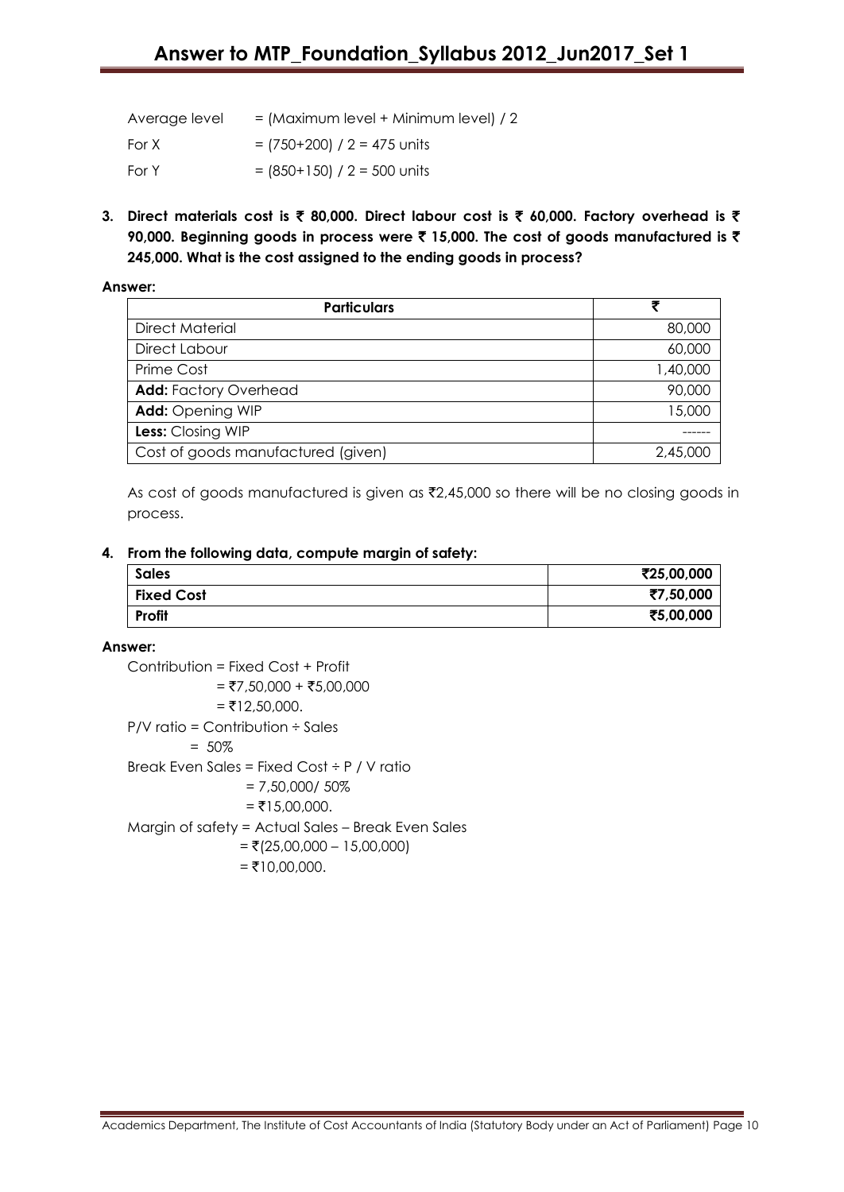Average level = (Maximum level + Minimum level) / 2

For X = (750+200) / 2 = 475 units

For Y = (850+150) / 2 = 500 units

**3. Direct materials cost is ₹ 80,000. Direct labour cost is ₹ 60,000. Factory overhead is ₹ 90,000. Beginning goods in process were ₹ 15,000. The cost of goods manufactured is ₹ 245,000. What is the cost assigned to the ending goods in process?**

**Answer:**

| Particulars | ₹ |
|---|---|
| Direct Material | 80,000 |
| Direct Labour | 60,000 |
| Prime Cost | 1,40,000 |
| **Add:** Factory Overhead | 90,000 |
| **Add:** Opening WIP | 15,000 |
| **Less:** Closing WIP | ------ |
| Cost of goods manufactured (given) | 2,45,000 |

As cost of goods manufactured is given as ₹2,45,000 so there will be no closing goods in process.

**4. From the following data, compute margin of safety:**

| | |
|---|---|
| **Sales** | **₹25,00,000** |
| **Fixed Cost** | **₹7,50,000** |
| **Profit** | **₹5,00,000** |

**Answer:**

Contribution = Fixed Cost + Profit
= ₹7,50,000 + ₹5,00,000
= ₹12,50,000.

P/V ratio = Contribution ÷ Sales
= 50%

Break Even Sales = Fixed Cost ÷ P / V ratio
= 7,50,000/ 50%
= ₹15,00,000.

Margin of safety = Actual Sales – Break Even Sales
= ₹(25,00,000 – 15,00,000)
= ₹10,00,000.